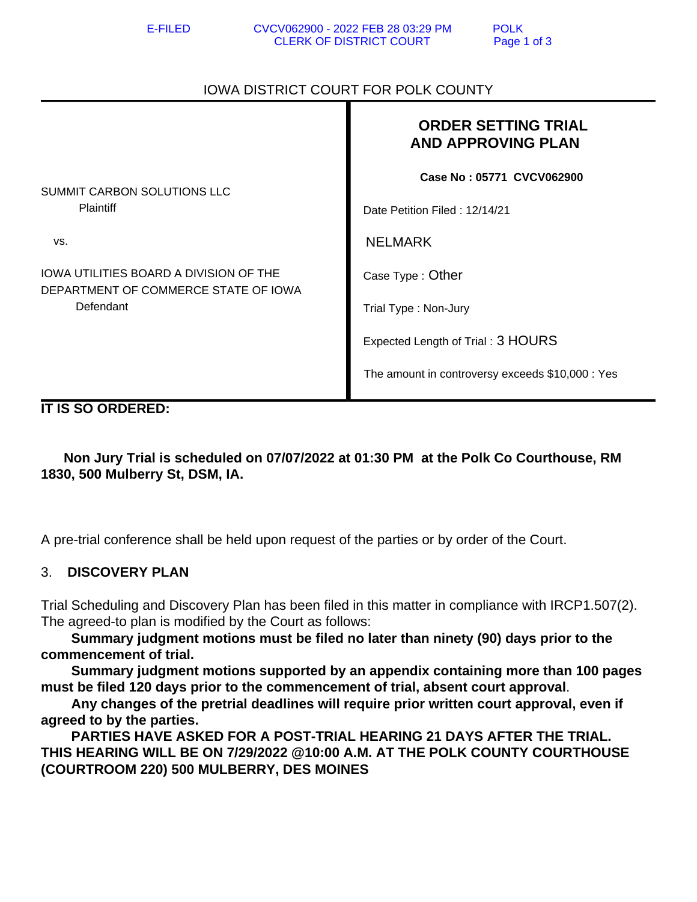E-FILED CVCV062900 - 2022 FEB 28 03:29 PM POLK
CLERK OF DISTRICT COURT

IOWA DISTRICT COURT FOR POLK COUNTY

| | |
|---|---|
| | **ORDER SETTING TRIAL AND APPROVING PLAN** |
| SUMMIT CARBON SOLUTIONS LLC<br>Plaintiff | **Case No : 05771 CVCV062900** |
| | Date Petition Filed : 12/14/21 |
| vs. | NELMARK |
| IOWA UTILITIES BOARD A DIVISION OF THE DEPARTMENT OF COMMERCE STATE OF IOWA<br>Defendant | Case Type : Other |
| | Trial Type : Non-Jury |
| | Expected Length of Trial : 3 HOURS |
| | The amount in controversy exceeds $10,000 : Yes |

**IT IS SO ORDERED:**

**Non Jury Trial is scheduled on 07/07/2022 at 01:30 PM at the Polk Co Courthouse, RM 1830, 500 Mulberry St, DSM, IA.**

A pre-trial conference shall be held upon request of the parties or by order of the Court.

3. **DISCOVERY PLAN**

Trial Scheduling and Discovery Plan has been filed in this matter in compliance with IRCP1.507(2). The agreed-to plan is modified by the Court as follows:

**Summary judgment motions must be filed no later than ninety (90) days prior to the commencement of trial.**

**Summary judgment motions supported by an appendix containing more than 100 pages must be filed 120 days prior to the commencement of trial, absent court approval**.

**Any changes of the pretrial deadlines will require prior written court approval, even if agreed to by the parties.**

**PARTIES HAVE ASKED FOR A POST-TRIAL HEARING 21 DAYS AFTER THE TRIAL. THIS HEARING WILL BE ON 7/29/2022 @10:00 A.M. AT THE POLK COUNTY COURTHOUSE (COURTROOM 220) 500 MULBERRY, DES MOINES**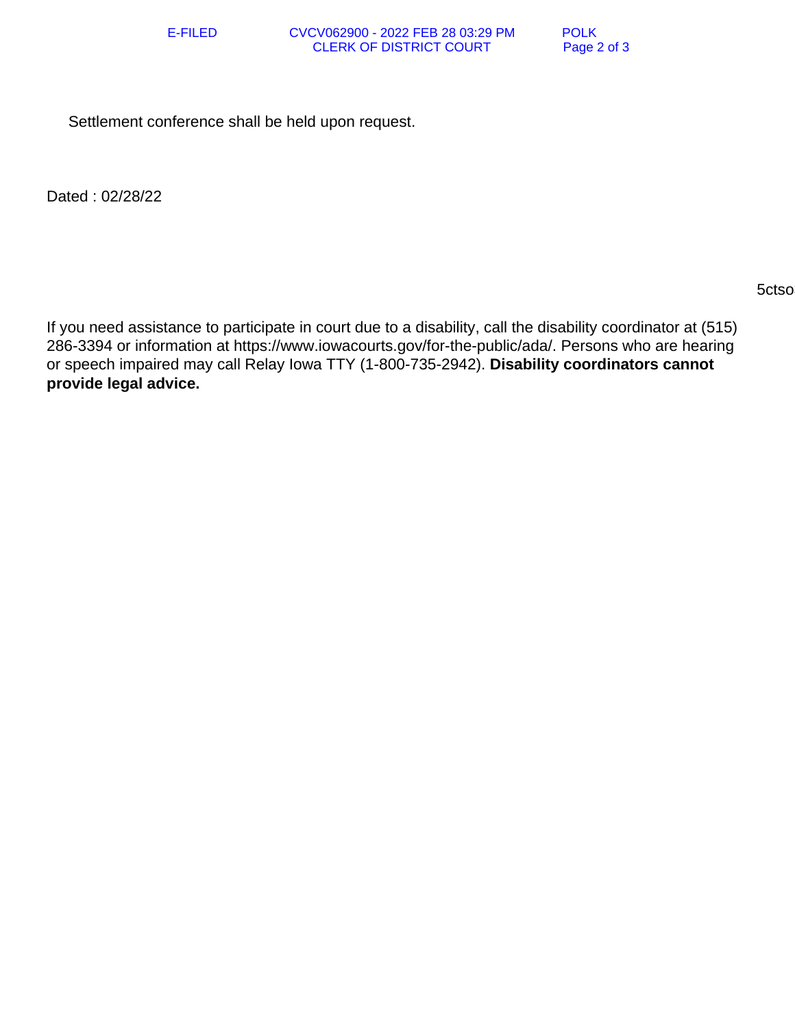Settlement conference shall be held upon request.

Dated : 02/28/22

5ctso

If you need assistance to participate in court due to a disability, call the disability coordinator at (515) 286-3394 or information at https://www.iowacourts.gov/for-the-public/ada/. Persons who are hearing or speech impaired may call Relay Iowa TTY (1-800-735-2942). **Disability coordinators cannot provide legal advice.**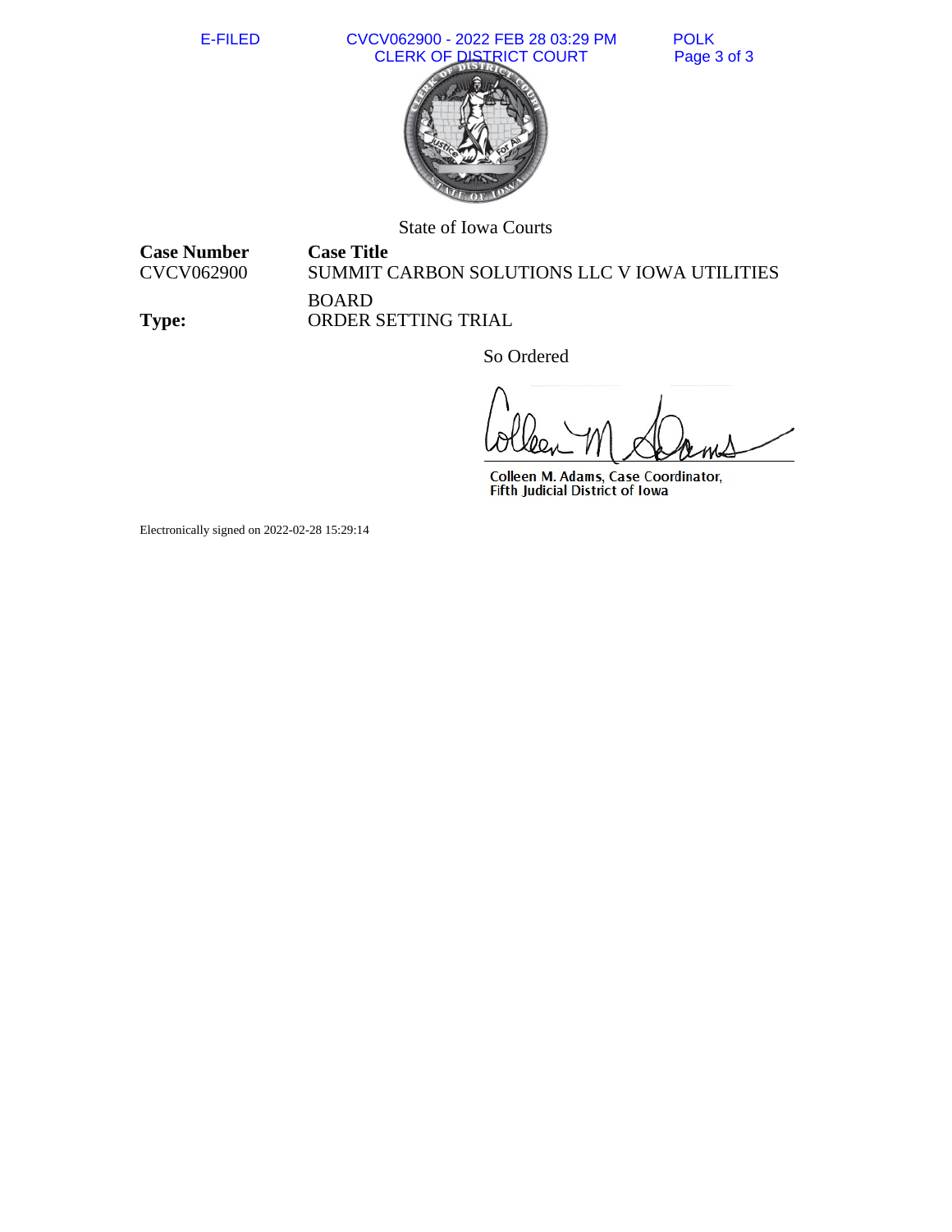State of Iowa Courts

| | |
|---|---|
| **Case Number** | **Case Title** |
| CVCV062900 | SUMMIT CARBON SOLUTIONS LLC V IOWA UTILITIES BOARD |
| **Type:** | ORDER SETTING TRIAL |

So Ordered

Colleen M. Adams, Case Coordinator,
Fifth Judicial District of Iowa

Electronically signed on 2022-02-28 15:29:14